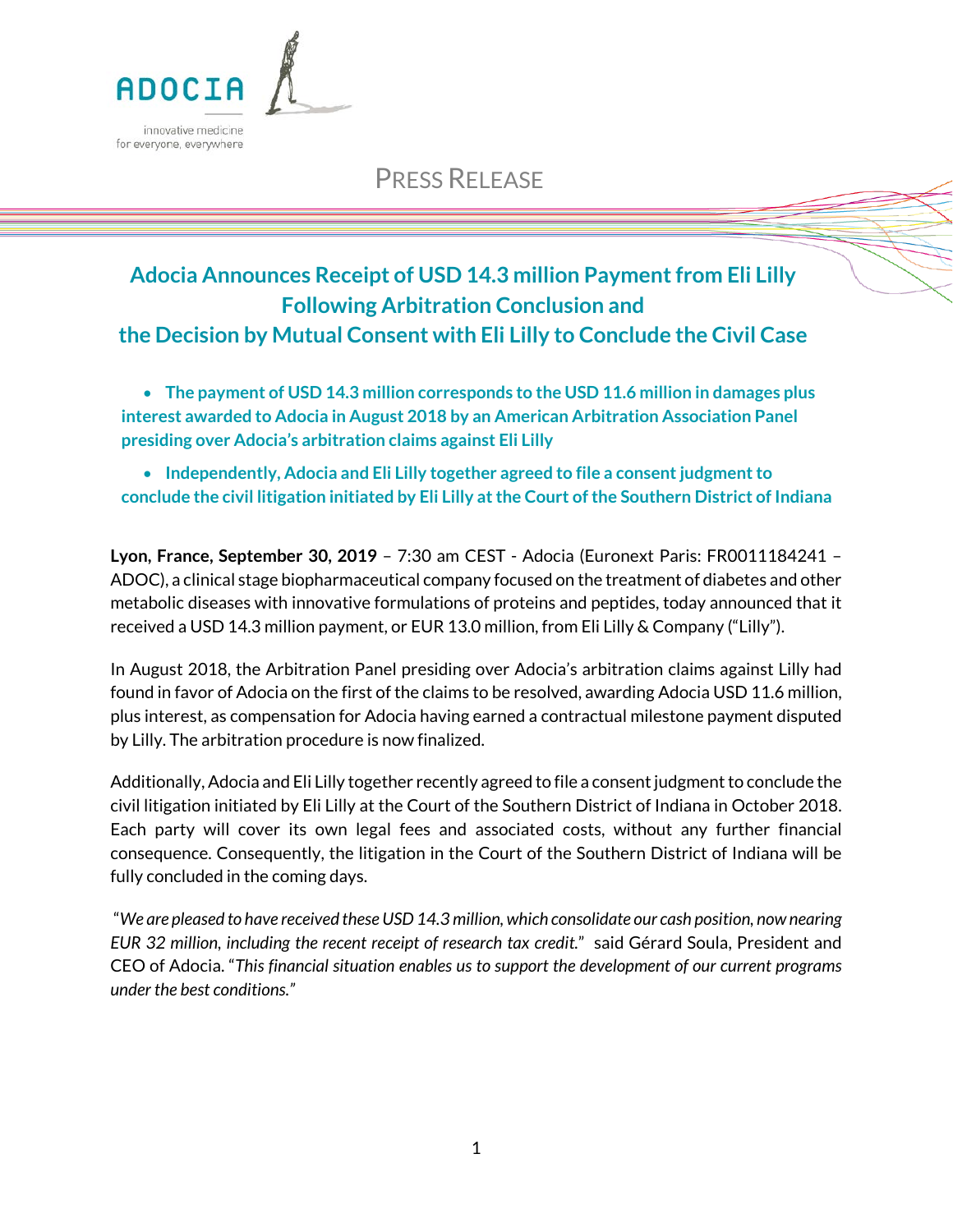ADOCIA

innovative medicine for everyone, everywhere

PRESS RELEASE

# Adocia Announces Receipt of USD 14.3 million Payment from Eli Lilly Following Arbitration Conclusion and the Decision by Mutual Consent with Eli Lilly to Conclude the Civil Case

- **The payment of USD 14.3 million corresponds to the USD 11.6 million in damages plus interest awarded to Adocia in August 2018 by an American Arbitration Association Panel presiding over Adocia's arbitration claims against Eli Lilly**
- **Independently, Adocia and Eli Lilly together agreed to file a consent judgment to conclude the civil litigation initiated by Eli Lilly at the Court of the Southern District of Indiana**

**Lyon, France, September 30, 2019** – 7:30 am CEST - Adocia (Euronext Paris: FR0011184241 – ADOC), a clinical stage biopharmaceutical company focused on the treatment of diabetes and other metabolic diseases with innovative formulations of proteins and peptides, today announced that it received a USD 14.3 million payment, or EUR 13.0 million, from Eli Lilly & Company ("Lilly").

In August 2018, the Arbitration Panel presiding over Adocia's arbitration claims against Lilly had found in favor of Adocia on the first of the claims to be resolved, awarding Adocia USD 11.6 million, plus interest, as compensation for Adocia having earned a contractual milestone payment disputed by Lilly. The arbitration procedure is now finalized.

Additionally, Adocia and Eli Lilly together recently agreed to file a consent judgment to conclude the civil litigation initiated by Eli Lilly at the Court of the Southern District of Indiana in October 2018. Each party will cover its own legal fees and associated costs, without any further financial consequence. Consequently, the litigation in the Court of the Southern District of Indiana will be fully concluded in the coming days.

"*We are pleased to have received these USD 14.3 million, which consolidate our cash position, now nearing EUR 32 million, including the recent receipt of research tax credit.*" said Gérard Soula, President and CEO of Adocia. "*This financial situation enables us to support the development of our current programs under the best conditions.*"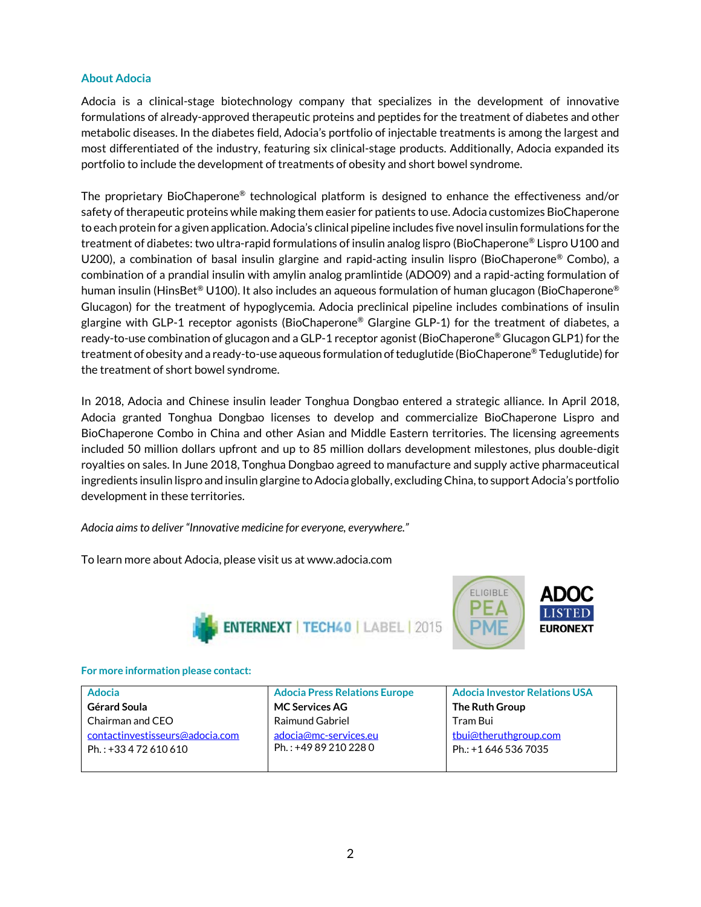## About Adocia

Adocia is a clinical-stage biotechnology company that specializes in the development of innovative formulations of already-approved therapeutic proteins and peptides for the treatment of diabetes and other metabolic diseases. In the diabetes field, Adocia's portfolio of injectable treatments is among the largest and most differentiated of the industry, featuring six clinical-stage products. Additionally, Adocia expanded its portfolio to include the development of treatments of obesity and short bowel syndrome.

The proprietary BioChaperone® technological platform is designed to enhance the effectiveness and/or safety of therapeutic proteins while making them easier for patients to use. Adocia customizes BioChaperone to each protein for a given application. Adocia's clinical pipeline includes five novel insulin formulations for the treatment of diabetes: two ultra-rapid formulations of insulin analog lispro (BioChaperone® Lispro U100 and U200), a combination of basal insulin glargine and rapid-acting insulin lispro (BioChaperone® Combo), a combination of a prandial insulin with amylin analog pramlintide (ADO09) and a rapid-acting formulation of human insulin (HinsBet® U100). It also includes an aqueous formulation of human glucagon (BioChaperone® Glucagon) for the treatment of hypoglycemia. Adocia preclinical pipeline includes combinations of insulin glargine with GLP-1 receptor agonists (BioChaperone® Glargine GLP-1) for the treatment of diabetes, a ready-to-use combination of glucagon and a GLP-1 receptor agonist (BioChaperone® Glucagon GLP1) for the treatment of obesity and a ready-to-use aqueous formulation of teduglutide (BioChaperone® Teduglutide) for the treatment of short bowel syndrome.

In 2018, Adocia and Chinese insulin leader Tonghua Dongbao entered a strategic alliance. In April 2018, Adocia granted Tonghua Dongbao licenses to develop and commercialize BioChaperone Lispro and BioChaperone Combo in China and other Asian and Middle Eastern territories. The licensing agreements included 50 million dollars upfront and up to 85 million dollars development milestones, plus double-digit royalties on sales. In June 2018, Tonghua Dongbao agreed to manufacture and supply active pharmaceutical ingredients insulin lispro and insulin glargine to Adocia globally, excluding China, to support Adocia's portfolio development in these territories.

*Adocia aims to deliver "Innovative medicine for everyone, everywhere."*

To learn more about Adocia, please visit us at www.adocia.com

ENTERNEXT | TECH40 | LABEL | 2015 — ELIGIBLE PEA PME — ADOC LISTED EURONEXT

**For more information please contact:**

| Adocia | Adocia Press Relations Europe | Adocia Investor Relations USA |
|---|---|---|
| **Gérard Soula**<br>Chairman and CEO<br>contactinvestisseurs@adocia.com<br>Ph. : +33 4 72 610 610 | **MC Services AG**<br>Raimund Gabriel<br>adocia@mc-services.eu<br>Ph. : +49 89 210 228 0 | **The Ruth Group**<br>Tram Bui<br>tbui@theruthgroup.com<br>Ph.: +1 646 536 7035 |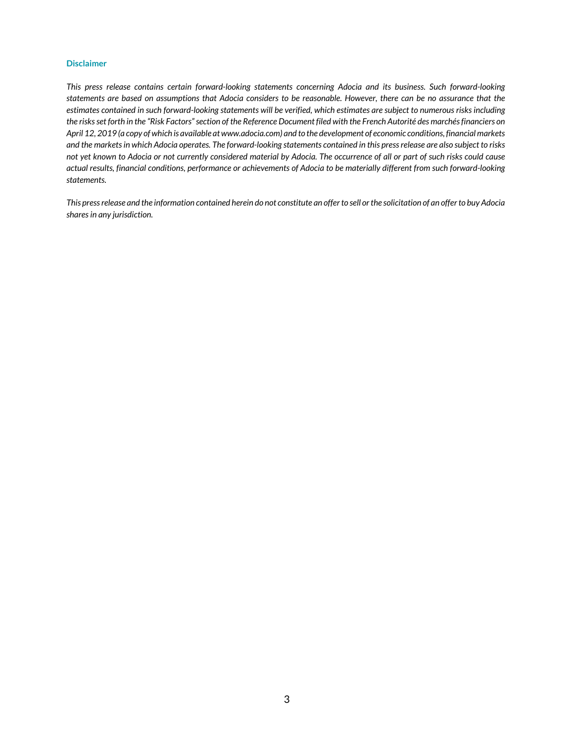### Disclaimer

*This press release contains certain forward-looking statements concerning Adocia and its business. Such forward-looking statements are based on assumptions that Adocia considers to be reasonable. However, there can be no assurance that the estimates contained in such forward-looking statements will be verified, which estimates are subject to numerous risks including the risks set forth in the "Risk Factors" section of the Reference Document filed with the French Autorité des marchés financiers on April 12, 2019 (a copy of which is available at www.adocia.com) and to the development of economic conditions, financial markets and the markets in which Adocia operates. The forward-looking statements contained in this press release are also subject to risks not yet known to Adocia or not currently considered material by Adocia. The occurrence of all or part of such risks could cause actual results, financial conditions, performance or achievements of Adocia to be materially different from such forward-looking statements.*

*This press release and the information contained herein do not constitute an offer to sell or the solicitation of an offer to buy Adocia shares in any jurisdiction.*